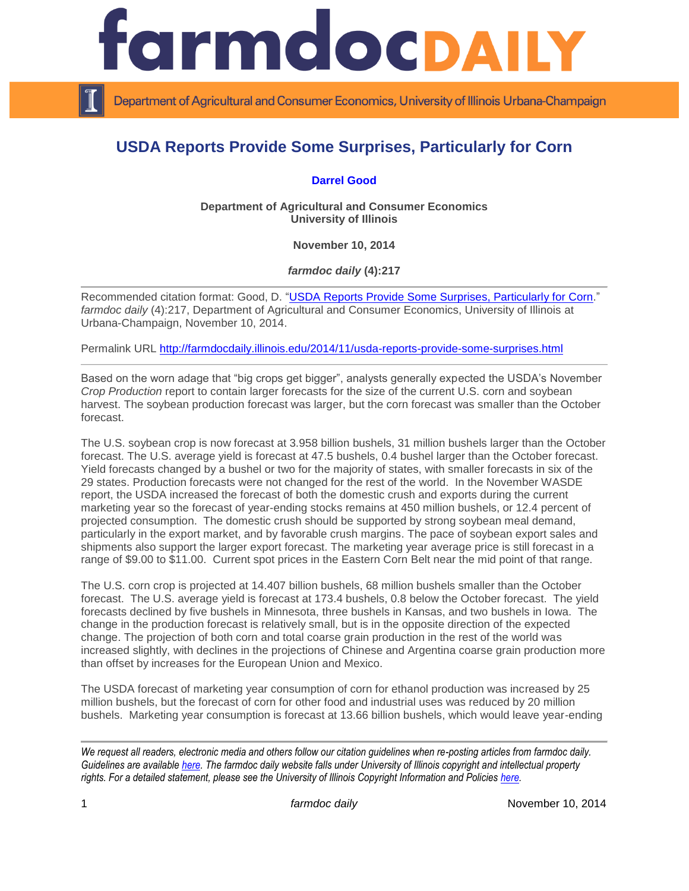# USDA Reports Provide Some Surprises, Particularly for Corn

**Darrel Good**

**Department of Agricultural and Consumer Economics**
**University of Illinois**

**November 10, 2014**

***farmdoc daily* (4):217**

---

Recommended citation format: Good, D. "[USDA Reports Provide Some Surprises, Particularly for Corn](http://farmdocdaily.illinois.edu/2014/11/usda-reports-provide-some-surprises.html)." *farmdoc daily* (4):217, Department of Agricultural and Consumer Economics, University of Illinois at Urbana-Champaign, November 10, 2014.

Permalink URL http://farmdocdaily.illinois.edu/2014/11/usda-reports-provide-some-surprises.html

---

Based on the worn adage that "big crops get bigger", analysts generally expected the USDA's November *Crop Production* report to contain larger forecasts for the size of the current U.S. corn and soybean harvest. The soybean production forecast was larger, but the corn forecast was smaller than the October forecast.

The U.S. soybean crop is now forecast at 3.958 billion bushels, 31 million bushels larger than the October forecast. The U.S. average yield is forecast at 47.5 bushels, 0.4 bushel larger than the October forecast. Yield forecasts changed by a bushel or two for the majority of states, with smaller forecasts in six of the 29 states. Production forecasts were not changed for the rest of the world. In the November WASDE report, the USDA increased the forecast of both the domestic crush and exports during the current marketing year so the forecast of year-ending stocks remains at 450 million bushels, or 12.4 percent of projected consumption. The domestic crush should be supported by strong soybean meal demand, particularly in the export market, and by favorable crush margins. The pace of soybean export sales and shipments also support the larger export forecast. The marketing year average price is still forecast in a range of $9.00 to $11.00. Current spot prices in the Eastern Corn Belt near the mid point of that range.

The U.S. corn crop is projected at 14.407 billion bushels, 68 million bushels smaller than the October forecast. The U.S. average yield is forecast at 173.4 bushels, 0.8 below the October forecast. The yield forecasts declined by five bushels in Minnesota, three bushels in Kansas, and two bushels in Iowa. The change in the production forecast is relatively small, but is in the opposite direction of the expected change. The projection of both corn and total coarse grain production in the rest of the world was increased slightly, with declines in the projections of Chinese and Argentina coarse grain production more than offset by increases for the European Union and Mexico.

The USDA forecast of marketing year consumption of corn for ethanol production was increased by 25 million bushels, but the forecast of corn for other food and industrial uses was reduced by 20 million bushels. Marketing year consumption is forecast at 13.66 billion bushels, which would leave year-ending

---

*We request all readers, electronic media and others follow our citation guidelines when re-posting articles from farmdoc daily. Guidelines are available [here](). The farmdoc daily website falls under University of Illinois copyright and intellectual property rights. For a detailed statement, please see the University of Illinois Copyright Information and Policies [here]().*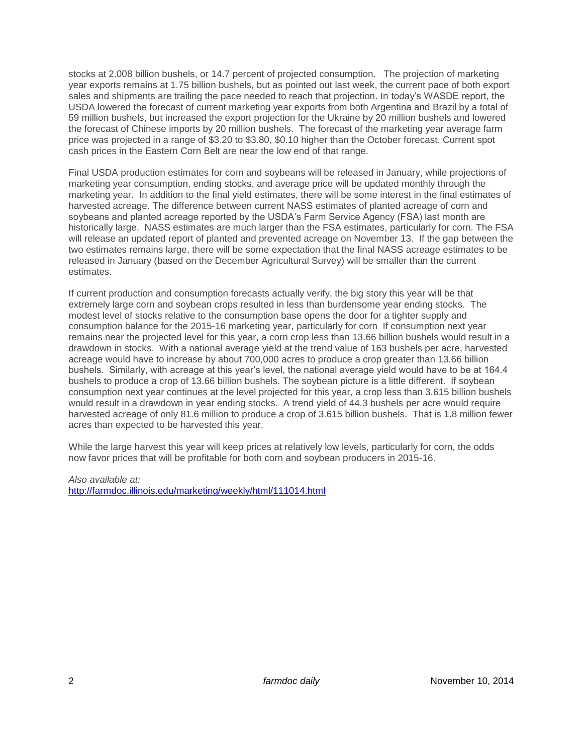stocks at 2.008 billion bushels, or 14.7 percent of projected consumption. The projection of marketing year exports remains at 1.75 billion bushels, but as pointed out last week, the current pace of both export sales and shipments are trailing the pace needed to reach that projection. In today's WASDE report, the USDA lowered the forecast of current marketing year exports from both Argentina and Brazil by a total of 59 million bushels, but increased the export projection for the Ukraine by 20 million bushels and lowered the forecast of Chinese imports by 20 million bushels. The forecast of the marketing year average farm price was projected in a range of $3.20 to $3.80, $0.10 higher than the October forecast. Current spot cash prices in the Eastern Corn Belt are near the low end of that range.

Final USDA production estimates for corn and soybeans will be released in January, while projections of marketing year consumption, ending stocks, and average price will be updated monthly through the marketing year. In addition to the final yield estimates, there will be some interest in the final estimates of harvested acreage. The difference between current NASS estimates of planted acreage of corn and soybeans and planted acreage reported by the USDA's Farm Service Agency (FSA) last month are historically large. NASS estimates are much larger than the FSA estimates, particularly for corn. The FSA will release an updated report of planted and prevented acreage on November 13. If the gap between the two estimates remains large, there will be some expectation that the final NASS acreage estimates to be released in January (based on the December Agricultural Survey) will be smaller than the current estimates.

If current production and consumption forecasts actually verify, the big story this year will be that extremely large corn and soybean crops resulted in less than burdensome year ending stocks. The modest level of stocks relative to the consumption base opens the door for a tighter supply and consumption balance for the 2015-16 marketing year, particularly for corn If consumption next year remains near the projected level for this year, a corn crop less than 13.66 billion bushels would result in a drawdown in stocks. With a national average yield at the trend value of 163 bushels per acre, harvested acreage would have to increase by about 700,000 acres to produce a crop greater than 13.66 billion bushels. Similarly, with acreage at this year's level, the national average yield would have to be at 164.4 bushels to produce a crop of 13.66 billion bushels. The soybean picture is a little different. If soybean consumption next year continues at the level projected for this year, a crop less than 3.615 billion bushels would result in a drawdown in year ending stocks. A trend yield of 44.3 bushels per acre would require harvested acreage of only 81.6 million to produce a crop of 3.615 billion bushels. That is 1.8 million fewer acres than expected to be harvested this year.

While the large harvest this year will keep prices at relatively low levels, particularly for corn, the odds now favor prices that will be profitable for both corn and soybean producers in 2015-16.

*Also available at:*
http://farmdoc.illinois.edu/marketing/weekly/html/111014.html